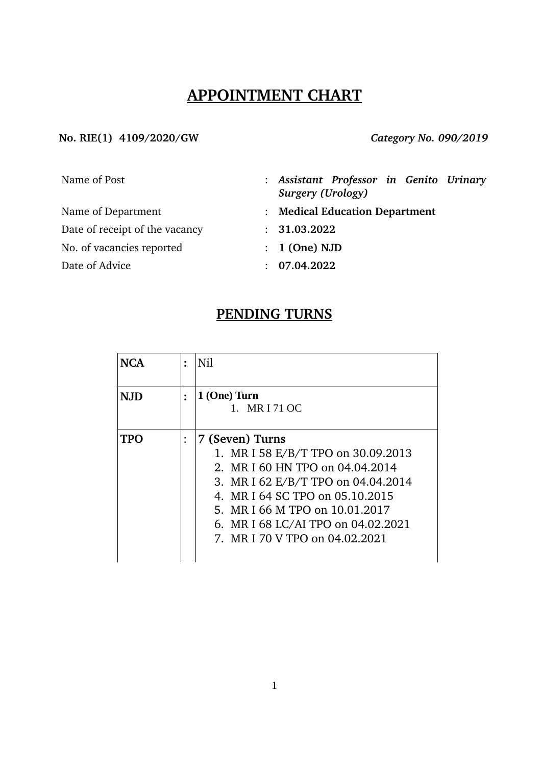# APPOINTMENT CHART

**No. RIE(1) 4109/2020/GW** *Category No. 090/2019*

| | | |
|---|---|---|
| Name of Post | : | ***Assistant Professor in Genito Urinary Surgery (Urology)*** |
| Name of Department | : | **Medical Education Department** |
| Date of receipt of the vacancy | : | **31.03.2022** |
| No. of vacancies reported | : | **1 (One) NJD** |
| Date of Advice | : | **07.04.2022** |

## PENDING TURNS

| | | |
|---|---|---|
| **NCA** | **:** | Nil |
| **NJD** | **:** | **1 (One) Turn**<br>1. MR I 71 OC |
| **TPO** | : | **7 (Seven) Turns**<br>1. MR I 58 E/B/T TPO on 30.09.2013<br>2. MR I 60 HN TPO on 04.04.2014<br>3. MR I 62 E/B/T TPO on 04.04.2014<br>4. MR I 64 SC TPO on 05.10.2015<br>5. MR I 66 M TPO on 10.01.2017<br>6. MR I 68 LC/AI TPO on 04.02.2021<br>7. MR I 70 V TPO on 04.02.2021 |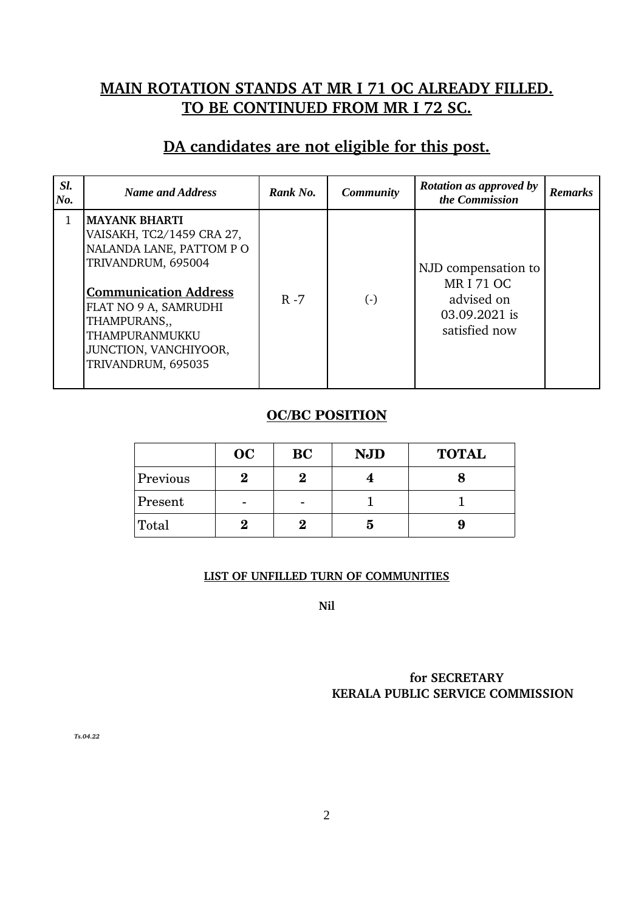**MAIN ROTATION STANDS AT MR I 71 OC ALREADY FILLED.**
**TO BE CONTINUED FROM MR I 72 SC.**

**DA candidates are not eligible for this post.**

| *Sl. No.* | *Name and Address* | *Rank No.* | *Community* | *Rotation as approved by the Commission* | *Remarks* |
|---|---|---|---|---|---|
| 1 | **MAYANK BHARTI**<br>VAISAKH, TC2/1459 CRA 27, NALANDA LANE, PATTOM P O TRIVANDRUM, 695004<br><br>**Communication Address**<br>FLAT NO 9 A, SAMRUDHI THAMPURANS,, THAMPURANMUKKU JUNCTION, VANCHIYOOR, TRIVANDRUM, 695035 | R -7 | (-) | NJD compensation to MR I 71 OC advised on 03.09.2021 is satisfied now | |

**OC/BC POSITION**

| | OC | BC | NJD | TOTAL |
|---|---|---|---|---|
| Previous | **2** | **2** | **4** | **8** |
| Present | - | - | 1 | 1 |
| Total | **2** | **2** | **5** | **9** |

**LIST OF UNFILLED TURN OF COMMUNITIES**

**Nil**

**for SECRETARY**
**KERALA PUBLIC SERVICE COMMISSION**

*Ts.04.22*